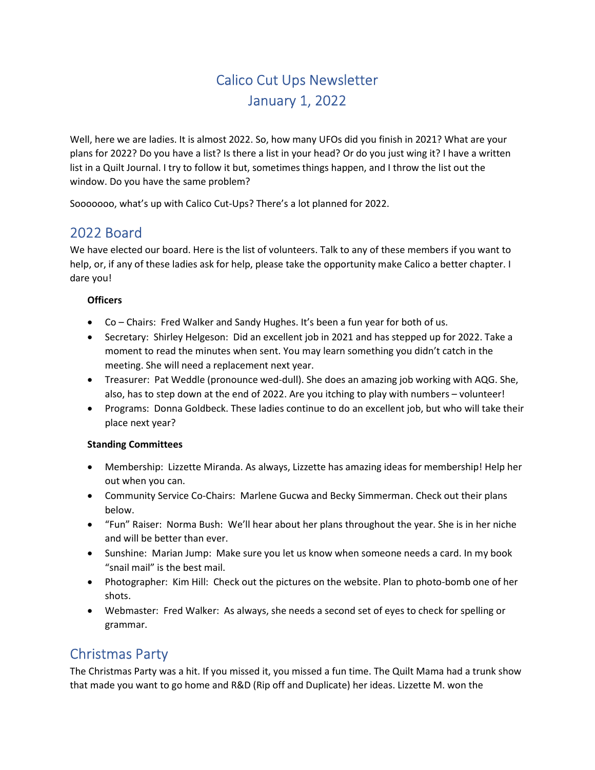# Calico Cut Ups Newsletter
# January 1, 2022

Well, here we are ladies. It is almost 2022. So, how many UFOs did you finish in 2021? What are your plans for 2022? Do you have a list? Is there a list in your head? Or do you just wing it? I have a written list in a Quilt Journal. I try to follow it but, sometimes things happen, and I throw the list out the window. Do you have the same problem?

Sooooooo, what's up with Calico Cut-Ups? There's a lot planned for 2022.

## 2022 Board

We have elected our board. Here is the list of volunteers. Talk to any of these members if you want to help, or, if any of these ladies ask for help, please take the opportunity make Calico a better chapter. I dare you!

**Officers**

- Co – Chairs: Fred Walker and Sandy Hughes. It's been a fun year for both of us.
- Secretary: Shirley Helgeson: Did an excellent job in 2021 and has stepped up for 2022. Take a moment to read the minutes when sent. You may learn something you didn't catch in the meeting. She will need a replacement next year.
- Treasurer: Pat Weddle (pronounce wed-dull). She does an amazing job working with AQG. She, also, has to step down at the end of 2022. Are you itching to play with numbers – volunteer!
- Programs: Donna Goldbeck. These ladies continue to do an excellent job, but who will take their place next year?

**Standing Committees**

- Membership: Lizzette Miranda. As always, Lizzette has amazing ideas for membership! Help her out when you can.
- Community Service Co-Chairs: Marlene Gucwa and Becky Simmerman. Check out their plans below.
- "Fun" Raiser: Norma Bush: We'll hear about her plans throughout the year. She is in her niche and will be better than ever.
- Sunshine: Marian Jump: Make sure you let us know when someone needs a card. In my book "snail mail" is the best mail.
- Photographer: Kim Hill: Check out the pictures on the website. Plan to photo-bomb one of her shots.
- Webmaster: Fred Walker: As always, she needs a second set of eyes to check for spelling or grammar.

## Christmas Party

The Christmas Party was a hit. If you missed it, you missed a fun time. The Quilt Mama had a trunk show that made you want to go home and R&D (Rip off and Duplicate) her ideas. Lizzette M. won the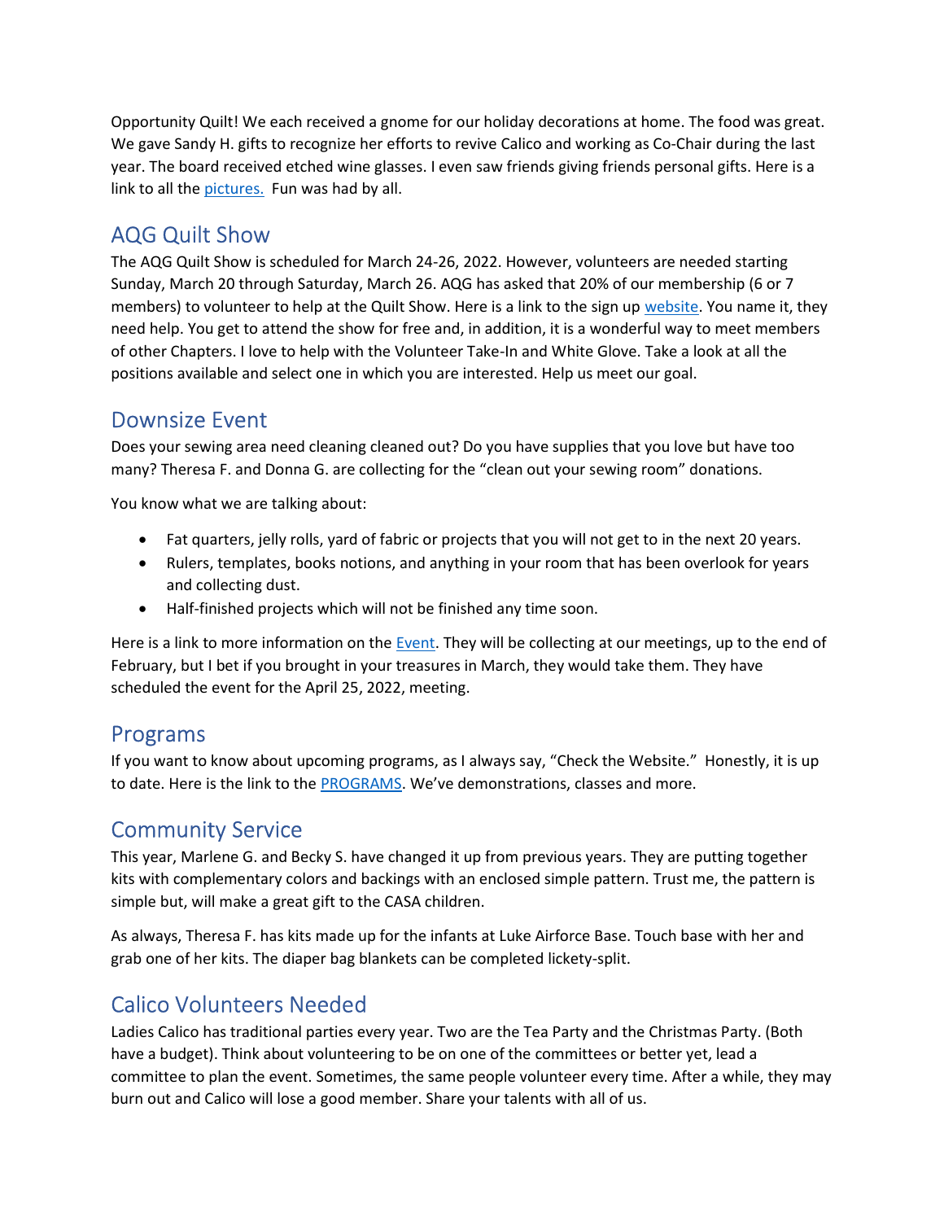Opportunity Quilt! We each received a gnome for our holiday decorations at home. The food was great. We gave Sandy H. gifts to recognize her efforts to revive Calico and working as Co-Chair during the last year. The board received etched wine glasses. I even saw friends giving friends personal gifts. Here is a link to all the pictures. Fun was had by all.

## AQG Quilt Show

The AQG Quilt Show is scheduled for March 24-26, 2022. However, volunteers are needed starting Sunday, March 20 through Saturday, March 26. AQG has asked that 20% of our membership (6 or 7 members) to volunteer to help at the Quilt Show. Here is a link to the sign up website. You name it, they need help. You get to attend the show for free and, in addition, it is a wonderful way to meet members of other Chapters. I love to help with the Volunteer Take-In and White Glove. Take a look at all the positions available and select one in which you are interested. Help us meet our goal.

## Downsize Event

Does your sewing area need cleaning cleaned out? Do you have supplies that you love but have too many? Theresa F. and Donna G. are collecting for the "clean out your sewing room" donations.

You know what we are talking about:

- Fat quarters, jelly rolls, yard of fabric or projects that you will not get to in the next 20 years.
- Rulers, templates, books notions, and anything in your room that has been overlook for years and collecting dust.
- Half-finished projects which will not be finished any time soon.

Here is a link to more information on the Event. They will be collecting at our meetings, up to the end of February, but I bet if you brought in your treasures in March, they would take them. They have scheduled the event for the April 25, 2022, meeting.

## Programs

If you want to know about upcoming programs, as I always say, "Check the Website." Honestly, it is up to date. Here is the link to the PROGRAMS. We've demonstrations, classes and more.

## Community Service

This year, Marlene G. and Becky S. have changed it up from previous years. They are putting together kits with complementary colors and backings with an enclosed simple pattern. Trust me, the pattern is simple but, will make a great gift to the CASA children.

As always, Theresa F. has kits made up for the infants at Luke Airforce Base. Touch base with her and grab one of her kits. The diaper bag blankets can be completed lickety-split.

## Calico Volunteers Needed

Ladies Calico has traditional parties every year. Two are the Tea Party and the Christmas Party. (Both have a budget). Think about volunteering to be on one of the committees or better yet, lead a committee to plan the event. Sometimes, the same people volunteer every time. After a while, they may burn out and Calico will lose a good member. Share your talents with all of us.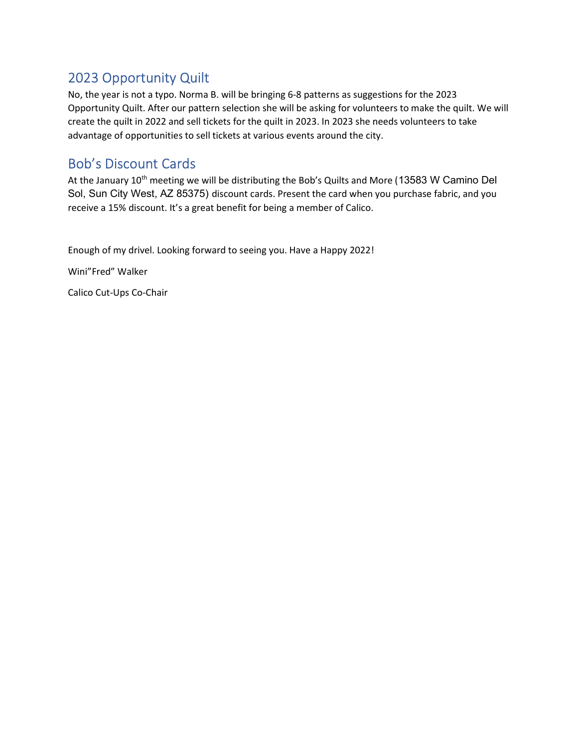## 2023 Opportunity Quilt

No, the year is not a typo. Norma B. will be bringing 6-8 patterns as suggestions for the 2023 Opportunity Quilt. After our pattern selection she will be asking for volunteers to make the quilt. We will create the quilt in 2022 and sell tickets for the quilt in 2023. In 2023 she needs volunteers to take advantage of opportunities to sell tickets at various events around the city.

## Bob's Discount Cards

At the January 10th meeting we will be distributing the Bob's Quilts and More (13583 W Camino Del Sol, Sun City West, AZ 85375) discount cards. Present the card when you purchase fabric, and you receive a 15% discount. It's a great benefit for being a member of Calico.

Enough of my drivel. Looking forward to seeing you. Have a Happy 2022!

Wini"Fred" Walker

Calico Cut-Ups Co-Chair